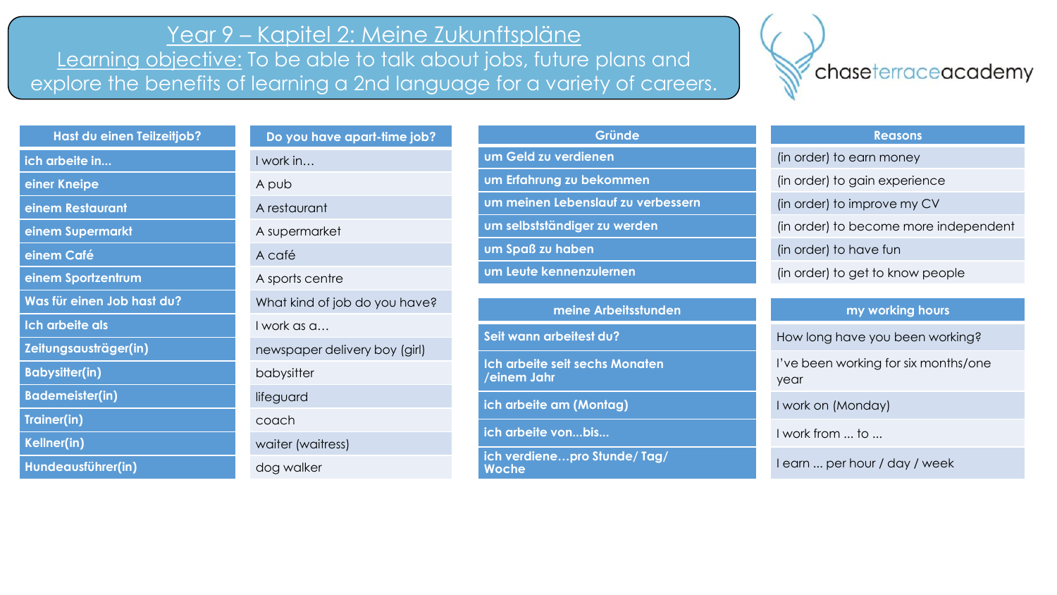# Year 9 – Kapitel 2: Meine Zukunftspläne

Learning objective: To be able to talk about jobs, future plans and explore the benefits of learning a 2nd language for a variety of careers.

chaseterraceacademy

| Hast du einen Teilzeitjob? | Do you have apart-time job? |
|---|---|
| ich arbeite in... | I work in… |
| einer Kneipe | A pub |
| einem Restaurant | A restaurant |
| einem Supermarkt | A supermarket |
| einem Café | A café |
| einem Sportzentrum | A sports centre |
| Was für einen Job hast du? | What kind of job do you have? |
| Ich arbeite als | I work as a… |
| Zeitungsausträger(in) | newspaper delivery boy (girl) |
| Babysitter(in) | babysitter |
| Bademeister(in) | lifeguard |
| Trainer(in) | coach |
| Kellner(in) | waiter (waitress) |
| Hundeausführer(in) | dog walker |

| Gründe | Reasons |
|---|---|
| um Geld zu verdienen | (in order) to earn money |
| um Erfahrung zu bekommen | (in order) to gain experience |
| um meinen Lebenslauf zu verbessern | (in order) to improve my CV |
| um selbstständiger zu werden | (in order) to become more independent |
| um Spaß zu haben | (in order) to have fun |
| um Leute kennenzulernen | (in order) to get to know people |

| meine Arbeitsstunden | my working hours |
|---|---|
| Seit wann arbeitest du? | How long have you been working? |
| Ich arbeite seit sechs Monaten /einem Jahr | I've been working for six months/one year |
| ich arbeite am (Montag) | I work on (Monday) |
| ich arbeite von...bis... | I work from ... to ... |
| ich verdiene…pro Stunde/ Tag/ Woche | I earn ... per hour / day / week |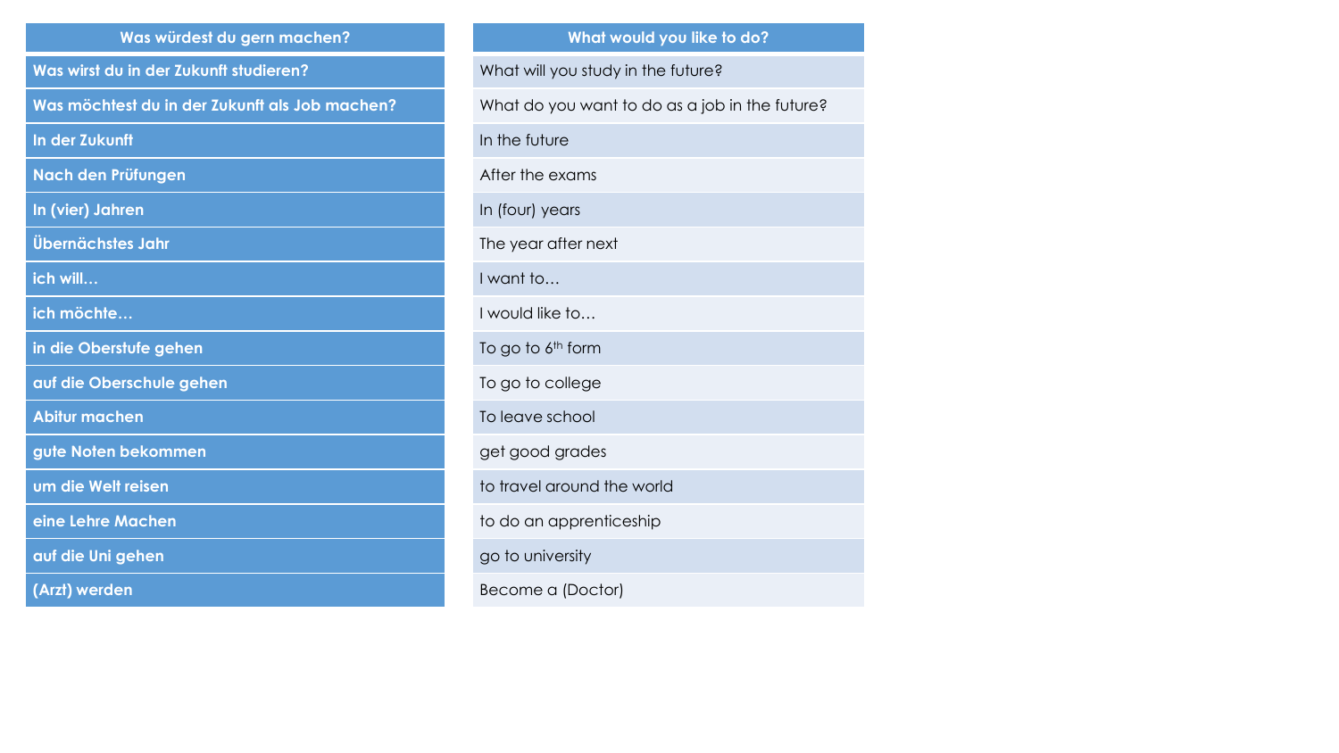| Was würdest du gern machen? | What would you like to do? |
| --- | --- |
| Was wirst du in der Zukunft studieren? | What will you study in the future? |
| Was möchtest du in der Zukunft als Job machen? | What do you want to do as a job in the future? |
| In der Zukunft | In the future |
| Nach den Prüfungen | After the exams |
| In (vier) Jahren | In (four) years |
| Übernächstes Jahr | The year after next |
| ich will… | I want to… |
| ich möchte… | I would like to… |
| in die Oberstufe gehen | To go to 6th form |
| auf die Oberschule gehen | To go to college |
| Abitur machen | To leave school |
| gute Noten bekommen | get good grades |
| um die Welt reisen | to travel around the world |
| eine Lehre Machen | to do an apprenticeship |
| auf die Uni gehen | go to university |
| (Arzt) werden | Become a (Doctor) |